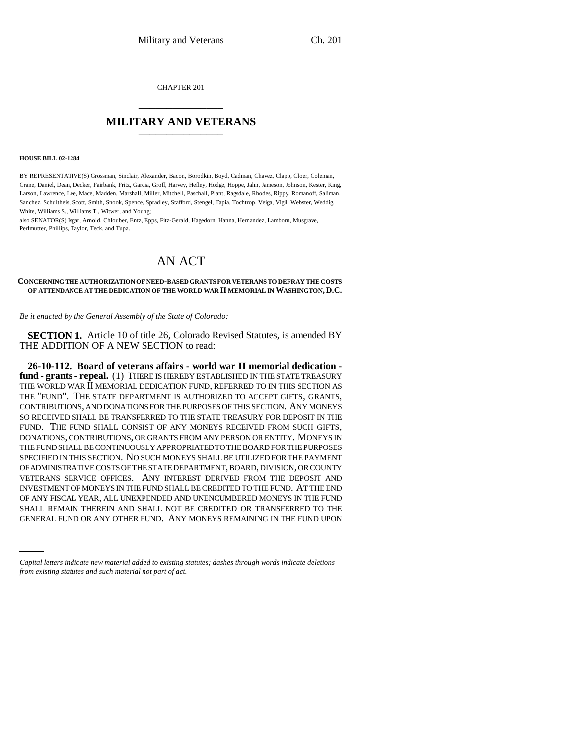CHAPTER 201

# MILITARY AND VETERANS

**HOUSE BILL 02-1284**

BY REPRESENTATIVE(S) Grossman, Sinclair, Alexander, Bacon, Borodkin, Boyd, Cadman, Chavez, Clapp, Cloer, Coleman, Crane, Daniel, Dean, Decker, Fairbank, Fritz, Garcia, Groff, Harvey, Hefley, Hodge, Hoppe, Jahn, Jameson, Johnson, Kester, King, Larson, Lawrence, Lee, Mace, Madden, Marshall, Miller, Mitchell, Paschall, Plant, Ragsdale, Rhodes, Rippy, Romanoff, Saliman, Sanchez, Schultheis, Scott, Smith, Snook, Spence, Spradley, Stafford, Stengel, Tapia, Tochtrop, Veiga, Vigil, Webster, Weddig, White, Williams S., Williams T., Witwer, and Young;

also SENATOR(S) Isgar, Arnold, Chlouber, Entz, Epps, Fitz-Gerald, Hagedorn, Hanna, Hernandez, Lamborn, Musgrave, Perlmutter, Phillips, Taylor, Teck, and Tupa.

# AN ACT

**CONCERNING THE AUTHORIZATION OF NEED-BASED GRANTS FOR VETERANS TO DEFRAY THE COSTS OF ATTENDANCE AT THE DEDICATION OF THE WORLD WAR II MEMORIAL IN WASHINGTON, D.C.**

*Be it enacted by the General Assembly of the State of Colorado:*

**SECTION 1.** Article 10 of title 26, Colorado Revised Statutes, is amended BY THE ADDITION OF A NEW SECTION to read:

**26-10-112. Board of veterans affairs - world war II memorial dedication - fund - grants - repeal.** (1) THERE IS HEREBY ESTABLISHED IN THE STATE TREASURY THE WORLD WAR II MEMORIAL DEDICATION FUND, REFERRED TO IN THIS SECTION AS THE "FUND". THE STATE DEPARTMENT IS AUTHORIZED TO ACCEPT GIFTS, GRANTS, CONTRIBUTIONS, AND DONATIONS FOR THE PURPOSES OF THIS SECTION. ANY MONEYS SO RECEIVED SHALL BE TRANSFERRED TO THE STATE TREASURY FOR DEPOSIT IN THE FUND. THE FUND SHALL CONSIST OF ANY MONEYS RECEIVED FROM SUCH GIFTS, DONATIONS, CONTRIBUTIONS, OR GRANTS FROM ANY PERSON OR ENTITY. MONEYS IN THE FUND SHALL BE CONTINUOUSLY APPROPRIATED TO THE BOARD FOR THE PURPOSES SPECIFIED IN THIS SECTION. NO SUCH MONEYS SHALL BE UTILIZED FOR THE PAYMENT OF ADMINISTRATIVE COSTS OF THE STATE DEPARTMENT, BOARD, DIVISION, OR COUNTY VETERANS SERVICE OFFICES. ANY INTEREST DERIVED FROM THE DEPOSIT AND INVESTMENT OF MONEYS IN THE FUND SHALL BE CREDITED TO THE FUND. AT THE END OF ANY FISCAL YEAR, ALL UNEXPENDED AND UNENCUMBERED MONEYS IN THE FUND SHALL REMAIN THEREIN AND SHALL NOT BE CREDITED OR TRANSFERRED TO THE GENERAL FUND OR ANY OTHER FUND. ANY MONEYS REMAINING IN THE FUND UPON

*Capital letters indicate new material added to existing statutes; dashes through words indicate deletions from existing statutes and such material not part of act.*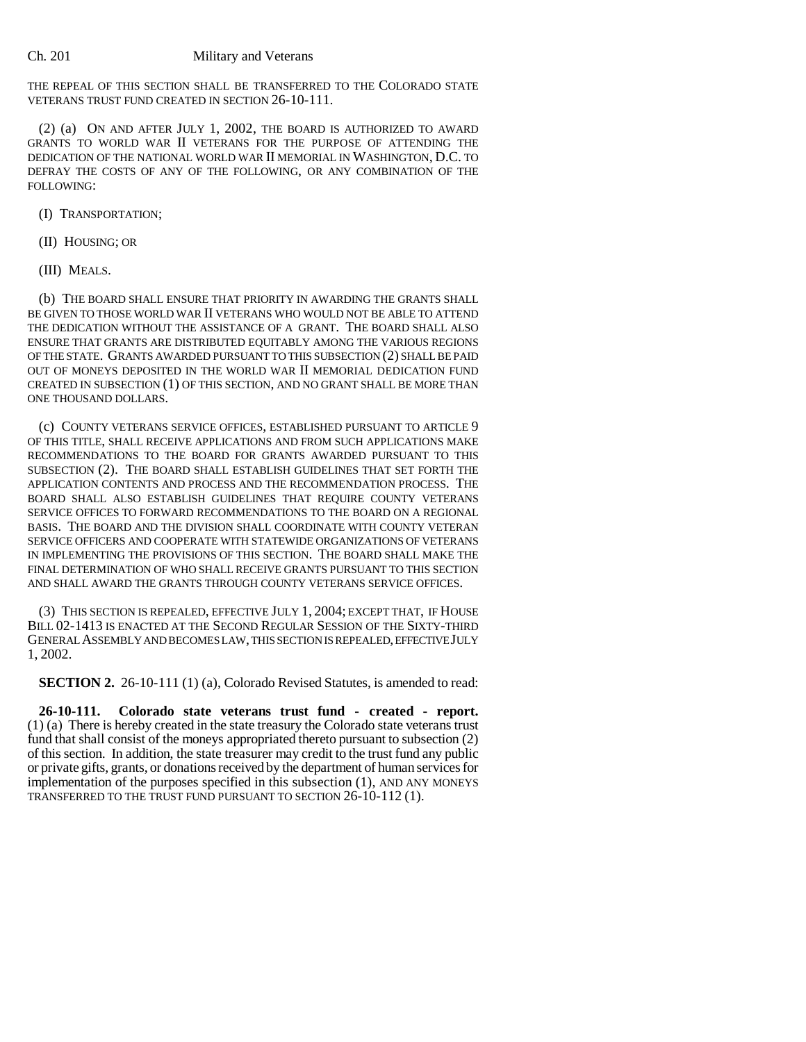THE REPEAL OF THIS SECTION SHALL BE TRANSFERRED TO THE COLORADO STATE VETERANS TRUST FUND CREATED IN SECTION 26-10-111.

(2) (a) ON AND AFTER JULY 1, 2002, THE BOARD IS AUTHORIZED TO AWARD GRANTS TO WORLD WAR II VETERANS FOR THE PURPOSE OF ATTENDING THE DEDICATION OF THE NATIONAL WORLD WAR II MEMORIAL IN WASHINGTON, D.C. TO DEFRAY THE COSTS OF ANY OF THE FOLLOWING, OR ANY COMBINATION OF THE FOLLOWING:

(I) TRANSPORTATION;

(II) HOUSING; OR

(III) MEALS.

(b) THE BOARD SHALL ENSURE THAT PRIORITY IN AWARDING THE GRANTS SHALL BE GIVEN TO THOSE WORLD WAR II VETERANS WHO WOULD NOT BE ABLE TO ATTEND THE DEDICATION WITHOUT THE ASSISTANCE OF A GRANT. THE BOARD SHALL ALSO ENSURE THAT GRANTS ARE DISTRIBUTED EQUITABLY AMONG THE VARIOUS REGIONS OF THE STATE. GRANTS AWARDED PURSUANT TO THIS SUBSECTION (2) SHALL BE PAID OUT OF MONEYS DEPOSITED IN THE WORLD WAR II MEMORIAL DEDICATION FUND CREATED IN SUBSECTION (1) OF THIS SECTION, AND NO GRANT SHALL BE MORE THAN ONE THOUSAND DOLLARS.

(c) COUNTY VETERANS SERVICE OFFICES, ESTABLISHED PURSUANT TO ARTICLE 9 OF THIS TITLE, SHALL RECEIVE APPLICATIONS AND FROM SUCH APPLICATIONS MAKE RECOMMENDATIONS TO THE BOARD FOR GRANTS AWARDED PURSUANT TO THIS SUBSECTION (2). THE BOARD SHALL ESTABLISH GUIDELINES THAT SET FORTH THE APPLICATION CONTENTS AND PROCESS AND THE RECOMMENDATION PROCESS. THE BOARD SHALL ALSO ESTABLISH GUIDELINES THAT REQUIRE COUNTY VETERANS SERVICE OFFICES TO FORWARD RECOMMENDATIONS TO THE BOARD ON A REGIONAL BASIS. THE BOARD AND THE DIVISION SHALL COORDINATE WITH COUNTY VETERAN SERVICE OFFICERS AND COOPERATE WITH STATEWIDE ORGANIZATIONS OF VETERANS IN IMPLEMENTING THE PROVISIONS OF THIS SECTION. THE BOARD SHALL MAKE THE FINAL DETERMINATION OF WHO SHALL RECEIVE GRANTS PURSUANT TO THIS SECTION AND SHALL AWARD THE GRANTS THROUGH COUNTY VETERANS SERVICE OFFICES.

(3) THIS SECTION IS REPEALED, EFFECTIVE JULY 1, 2004; EXCEPT THAT, IF HOUSE BILL 02-1413 IS ENACTED AT THE SECOND REGULAR SESSION OF THE SIXTY-THIRD GENERAL ASSEMBLY AND BECOMES LAW, THIS SECTION IS REPEALED, EFFECTIVE JULY 1, 2002.

**SECTION 2.** 26-10-111 (1) (a), Colorado Revised Statutes, is amended to read:

**26-10-111. Colorado state veterans trust fund - created - report.** (1) (a) There is hereby created in the state treasury the Colorado state veterans trust fund that shall consist of the moneys appropriated thereto pursuant to subsection (2) of this section. In addition, the state treasurer may credit to the trust fund any public or private gifts, grants, or donations received by the department of human services for implementation of the purposes specified in this subsection (1), AND ANY MONEYS TRANSFERRED TO THE TRUST FUND PURSUANT TO SECTION 26-10-112 (1).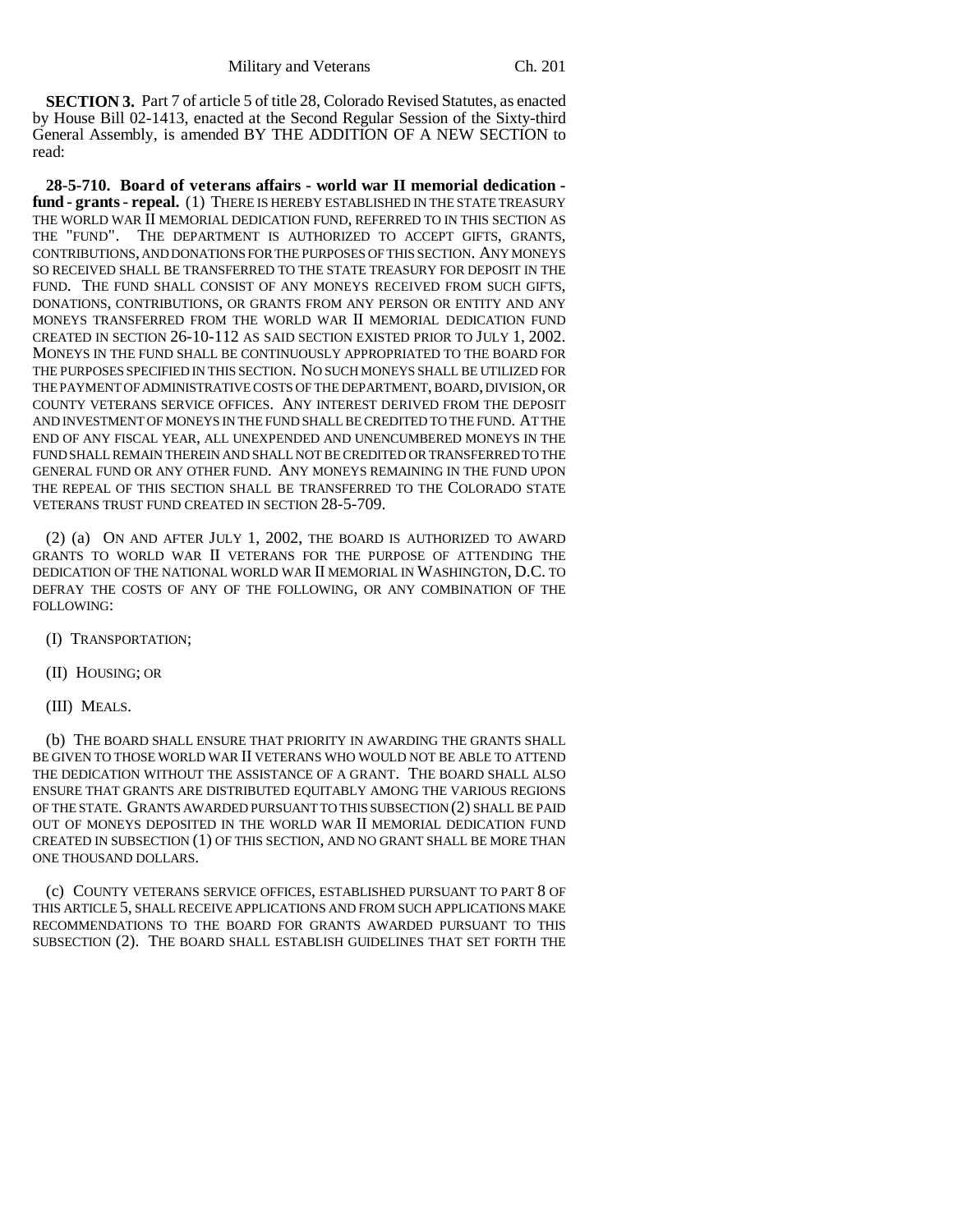**SECTION 3.** Part 7 of article 5 of title 28, Colorado Revised Statutes, as enacted by House Bill 02-1413, enacted at the Second Regular Session of the Sixty-third General Assembly, is amended BY THE ADDITION OF A NEW SECTION to read:

**28-5-710. Board of veterans affairs - world war II memorial dedication - fund - grants - repeal.** (1) THERE IS HEREBY ESTABLISHED IN THE STATE TREASURY THE WORLD WAR II MEMORIAL DEDICATION FUND, REFERRED TO IN THIS SECTION AS THE "FUND". THE DEPARTMENT IS AUTHORIZED TO ACCEPT GIFTS, GRANTS, CONTRIBUTIONS, AND DONATIONS FOR THE PURPOSES OF THIS SECTION. ANY MONEYS SO RECEIVED SHALL BE TRANSFERRED TO THE STATE TREASURY FOR DEPOSIT IN THE FUND. THE FUND SHALL CONSIST OF ANY MONEYS RECEIVED FROM SUCH GIFTS, DONATIONS, CONTRIBUTIONS, OR GRANTS FROM ANY PERSON OR ENTITY AND ANY MONEYS TRANSFERRED FROM THE WORLD WAR II MEMORIAL DEDICATION FUND CREATED IN SECTION 26-10-112 AS SAID SECTION EXISTED PRIOR TO JULY 1, 2002. MONEYS IN THE FUND SHALL BE CONTINUOUSLY APPROPRIATED TO THE BOARD FOR THE PURPOSES SPECIFIED IN THIS SECTION. NO SUCH MONEYS SHALL BE UTILIZED FOR THE PAYMENT OF ADMINISTRATIVE COSTS OF THE DEPARTMENT, BOARD, DIVISION, OR COUNTY VETERANS SERVICE OFFICES. ANY INTEREST DERIVED FROM THE DEPOSIT AND INVESTMENT OF MONEYS IN THE FUND SHALL BE CREDITED TO THE FUND. AT THE END OF ANY FISCAL YEAR, ALL UNEXPENDED AND UNENCUMBERED MONEYS IN THE FUND SHALL REMAIN THEREIN AND SHALL NOT BE CREDITED OR TRANSFERRED TO THE GENERAL FUND OR ANY OTHER FUND. ANY MONEYS REMAINING IN THE FUND UPON THE REPEAL OF THIS SECTION SHALL BE TRANSFERRED TO THE COLORADO STATE VETERANS TRUST FUND CREATED IN SECTION 28-5-709.

(2) (a) ON AND AFTER JULY 1, 2002, THE BOARD IS AUTHORIZED TO AWARD GRANTS TO WORLD WAR II VETERANS FOR THE PURPOSE OF ATTENDING THE DEDICATION OF THE NATIONAL WORLD WAR II MEMORIAL IN WASHINGTON, D.C. TO DEFRAY THE COSTS OF ANY OF THE FOLLOWING, OR ANY COMBINATION OF THE FOLLOWING:

(I) TRANSPORTATION;

(II) HOUSING; OR

(III) MEALS.

(b) THE BOARD SHALL ENSURE THAT PRIORITY IN AWARDING THE GRANTS SHALL BE GIVEN TO THOSE WORLD WAR II VETERANS WHO WOULD NOT BE ABLE TO ATTEND THE DEDICATION WITHOUT THE ASSISTANCE OF A GRANT. THE BOARD SHALL ALSO ENSURE THAT GRANTS ARE DISTRIBUTED EQUITABLY AMONG THE VARIOUS REGIONS OF THE STATE. GRANTS AWARDED PURSUANT TO THIS SUBSECTION (2) SHALL BE PAID OUT OF MONEYS DEPOSITED IN THE WORLD WAR II MEMORIAL DEDICATION FUND CREATED IN SUBSECTION (1) OF THIS SECTION, AND NO GRANT SHALL BE MORE THAN ONE THOUSAND DOLLARS.

(c) COUNTY VETERANS SERVICE OFFICES, ESTABLISHED PURSUANT TO PART 8 OF THIS ARTICLE 5, SHALL RECEIVE APPLICATIONS AND FROM SUCH APPLICATIONS MAKE RECOMMENDATIONS TO THE BOARD FOR GRANTS AWARDED PURSUANT TO THIS SUBSECTION (2). THE BOARD SHALL ESTABLISH GUIDELINES THAT SET FORTH THE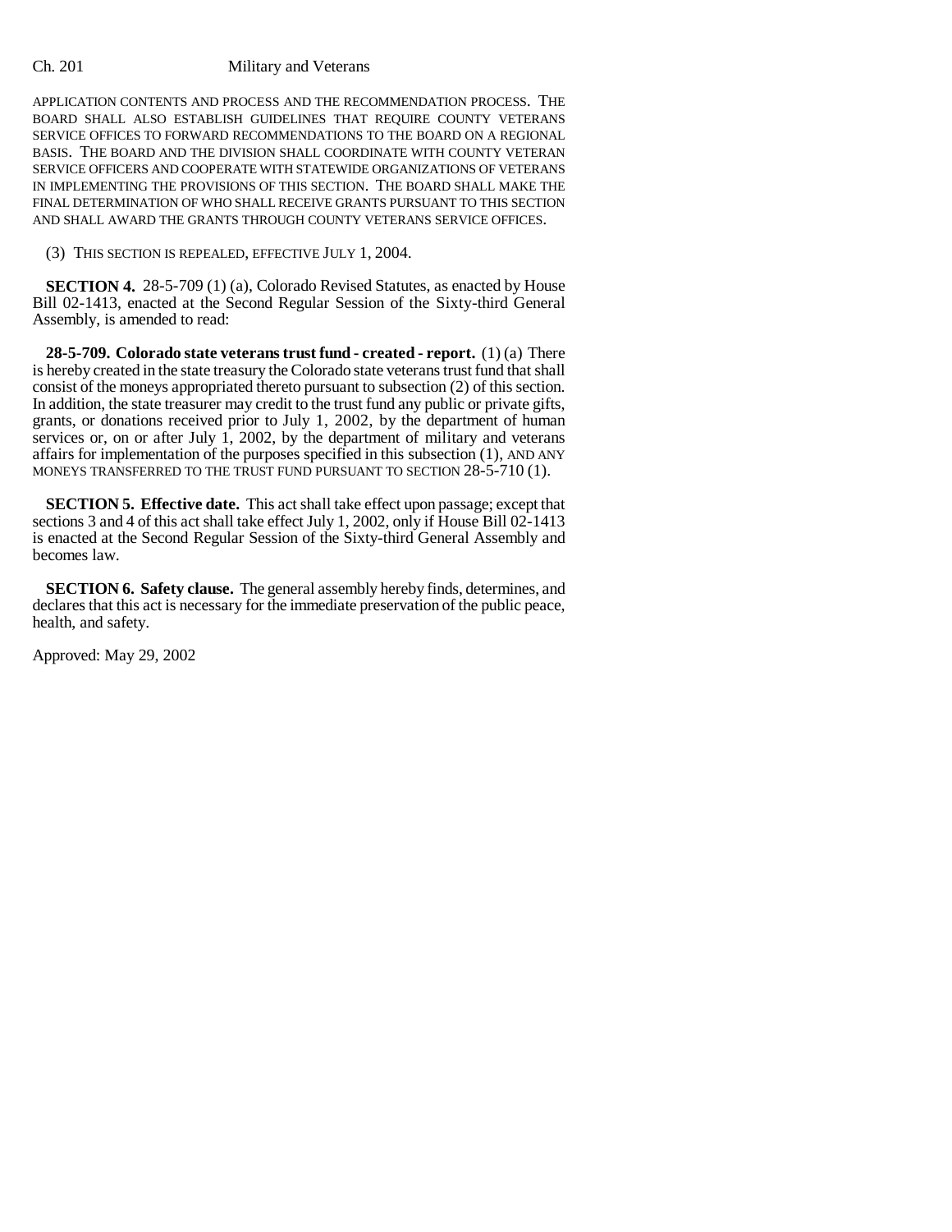APPLICATION CONTENTS AND PROCESS AND THE RECOMMENDATION PROCESS. THE BOARD SHALL ALSO ESTABLISH GUIDELINES THAT REQUIRE COUNTY VETERANS SERVICE OFFICES TO FORWARD RECOMMENDATIONS TO THE BOARD ON A REGIONAL BASIS. THE BOARD AND THE DIVISION SHALL COORDINATE WITH COUNTY VETERAN SERVICE OFFICERS AND COOPERATE WITH STATEWIDE ORGANIZATIONS OF VETERANS IN IMPLEMENTING THE PROVISIONS OF THIS SECTION. THE BOARD SHALL MAKE THE FINAL DETERMINATION OF WHO SHALL RECEIVE GRANTS PURSUANT TO THIS SECTION AND SHALL AWARD THE GRANTS THROUGH COUNTY VETERANS SERVICE OFFICES.

(3) THIS SECTION IS REPEALED, EFFECTIVE JULY 1, 2004.

**SECTION 4.** 28-5-709 (1) (a), Colorado Revised Statutes, as enacted by House Bill 02-1413, enacted at the Second Regular Session of the Sixty-third General Assembly, is amended to read:

**28-5-709. Colorado state veterans trust fund - created - report.** (1) (a) There is hereby created in the state treasury the Colorado state veterans trust fund that shall consist of the moneys appropriated thereto pursuant to subsection (2) of this section. In addition, the state treasurer may credit to the trust fund any public or private gifts, grants, or donations received prior to July 1, 2002, by the department of human services or, on or after July 1, 2002, by the department of military and veterans affairs for implementation of the purposes specified in this subsection (1), AND ANY MONEYS TRANSFERRED TO THE TRUST FUND PURSUANT TO SECTION 28-5-710 (1).

**SECTION 5. Effective date.** This act shall take effect upon passage; except that sections 3 and 4 of this act shall take effect July 1, 2002, only if House Bill 02-1413 is enacted at the Second Regular Session of the Sixty-third General Assembly and becomes law.

**SECTION 6. Safety clause.** The general assembly hereby finds, determines, and declares that this act is necessary for the immediate preservation of the public peace, health, and safety.

Approved: May 29, 2002